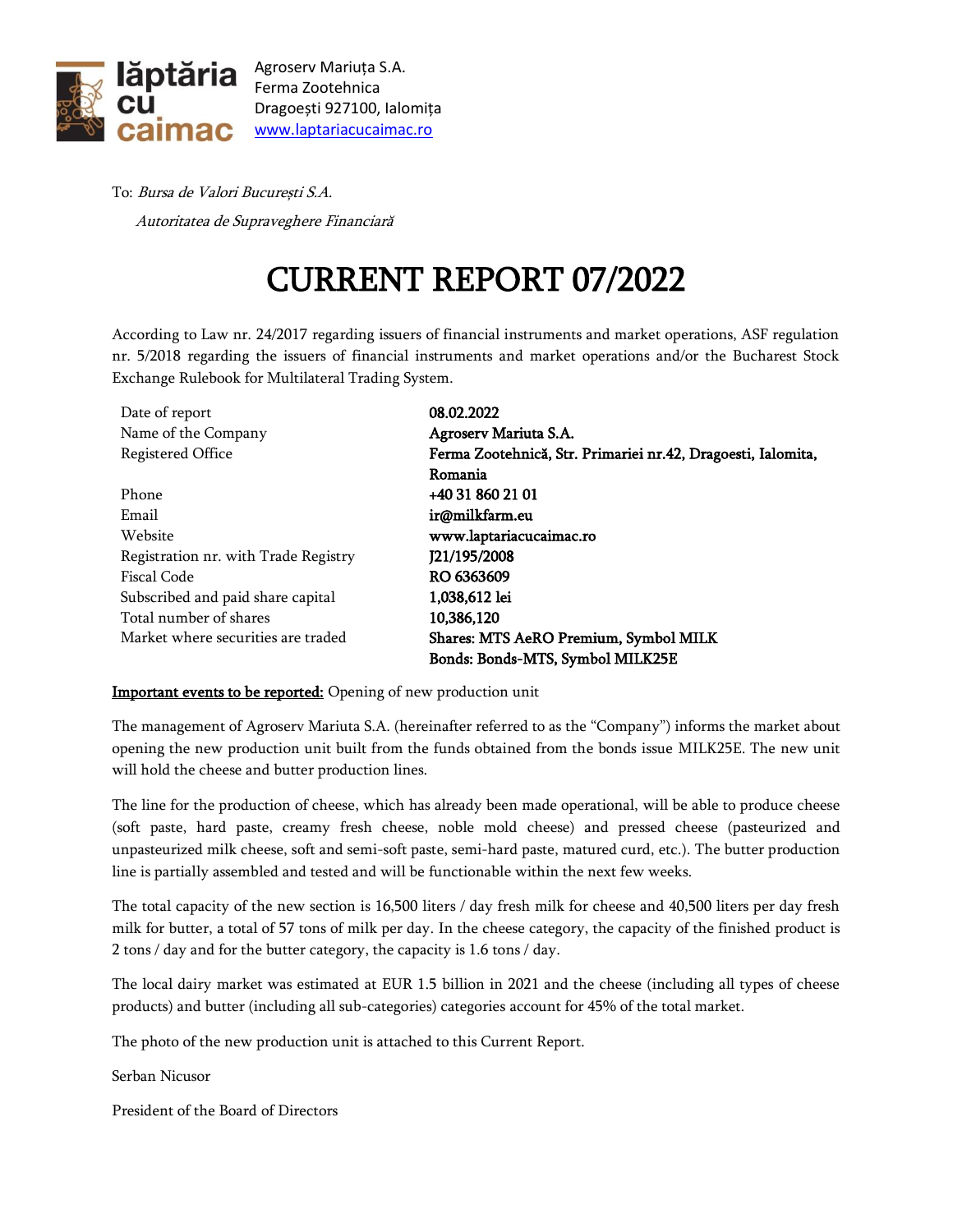Agroserv Mariuța S.A.
Ferma Zootehnica
Dragoești 927100, Ialomița
www.laptariacucaimac.ro

To: *Bursa de Valori București S.A.*

*Autoritatea de Supraveghere Financiară*

# CURRENT REPORT 07/2022

According to Law nr. 24/2017 regarding issuers of financial instruments and market operations, ASF regulation nr. 5/2018 regarding the issuers of financial instruments and market operations and/or the Bucharest Stock Exchange Rulebook for Multilateral Trading System.

| | |
|---|---|
| Date of report | **08.02.2022** |
| Name of the Company | **Agroserv Mariuta S.A.** |
| Registered Office | **Ferma Zootehnică, Str. Primariei nr.42, Dragoesti, Ialomita, Romania** |
| Phone | **+40 31 860 21 01** |
| Email | **ir@milkfarm.eu** |
| Website | **www.laptariacucaimac.ro** |
| Registration nr. with Trade Registry | **J21/195/2008** |
| Fiscal Code | **RO 6363609** |
| Subscribed and paid share capital | **1,038,612 lei** |
| Total number of shares | **10,386,120** |
| Market where securities are traded | **Shares: MTS AeRO Premium, Symbol MILK**<br>**Bonds: Bonds-MTS, Symbol MILK25E** |

**Important events to be reported:** Opening of new production unit

The management of Agroserv Mariuta S.A. (hereinafter referred to as the "Company") informs the market about opening the new production unit built from the funds obtained from the bonds issue MILK25E. The new unit will hold the cheese and butter production lines.

The line for the production of cheese, which has already been made operational, will be able to produce cheese (soft paste, hard paste, creamy fresh cheese, noble mold cheese) and pressed cheese (pasteurized and unpasteurized milk cheese, soft and semi-soft paste, semi-hard paste, matured curd, etc.). The butter production line is partially assembled and tested and will be functionable within the next few weeks.

The total capacity of the new section is 16,500 liters / day fresh milk for cheese and 40,500 liters per day fresh milk for butter, a total of 57 tons of milk per day. In the cheese category, the capacity of the finished product is 2 tons / day and for the butter category, the capacity is 1.6 tons / day.

The local dairy market was estimated at EUR 1.5 billion in 2021 and the cheese (including all types of cheese products) and butter (including all sub-categories) categories account for 45% of the total market.

The photo of the new production unit is attached to this Current Report.

Serban Nicusor

President of the Board of Directors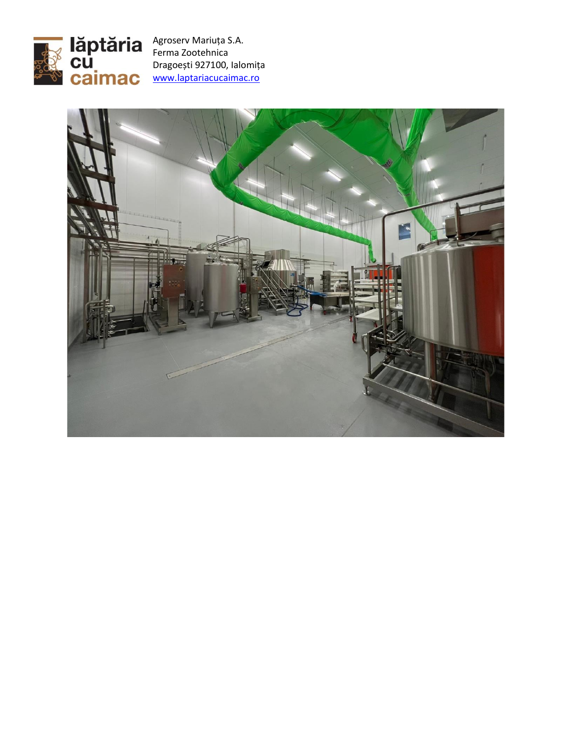Agroserv Mariuța S.A.
Ferma Zootehnica
Dragoești 927100, Ialomița
www.laptariacucaimac.ro